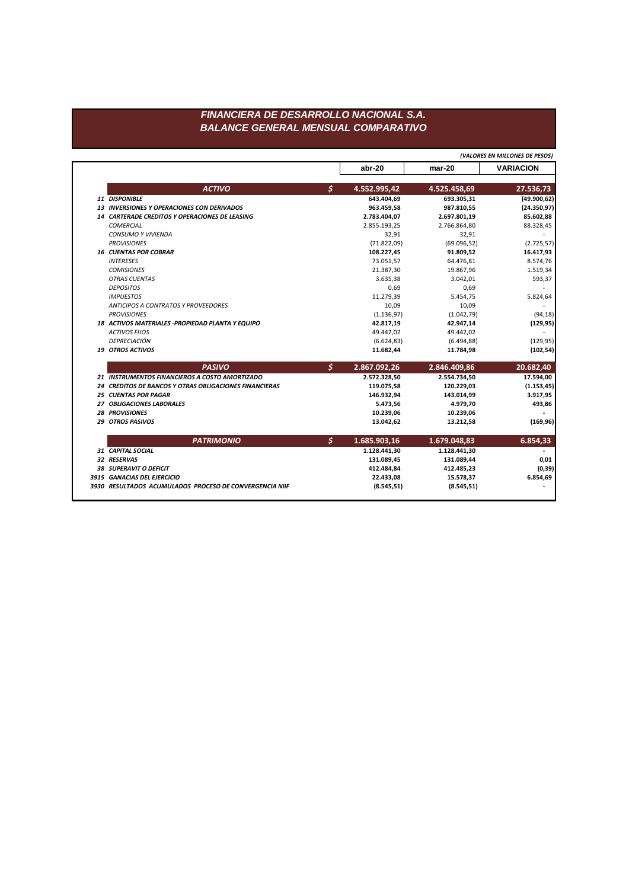# FINANCIERA DE DESARROLLO NACIONAL S.A.
## BALANCE GENERAL MENSUAL COMPARATIVO

*(VALORES EN MILLONES DE PESOS)*

| | | abr-20 | mar-20 | VARIACION |
|---|---|---|---|---|
| **ACTIVO** | **$** | **4.552.995,42** | **4.525.458,69** | **27.536,73** |
| **11 DISPONIBLE** | | **643.404,69** | **693.305,31** | **(49.900,62)** |
| **13 INVERSIONES Y OPERACIONES CON DERIVADOS** | | **963.459,58** | **987.810,55** | **(24.350,97)** |
| **14 CARTERADE CREDITOS Y OPERACIONES DE LEASING** | | **2.783.404,07** | **2.697.801,19** | **85.602,88** |
| *COMERCIAL* | | 2.855.193,25 | 2.766.864,80 | 88.328,45 |
| *CONSUMO Y VIVIENDA* | | 32,91 | 32,91 | - |
| *PROVISIONES* | | (71.822,09) | (69.096,52) | (2.725,57) |
| **16 CUENTAS POR COBRAR** | | **108.227,45** | **91.809,52** | **16.417,93** |
| *INTERESES* | | 73.051,57 | 64.476,81 | 8.574,76 |
| *COMISIONES* | | 21.387,30 | 19.867,96 | 1.519,34 |
| *OTRAS CUENTAS* | | 3.635,38 | 3.042,01 | 593,37 |
| *DEPOSITOS* | | 0,69 | 0,69 | - |
| *IMPUESTOS* | | 11.279,39 | 5.454,75 | 5.824,64 |
| *ANTICIPOS A CONTRATOS Y PROVEEDORES* | | 10,09 | 10,09 | - |
| *PROVISIONES* | | (1.136,97) | (1.042,79) | (94,18) |
| **18 ACTIVOS MATERIALES -PROPIEDAD PLANTA Y EQUIPO** | | **42.817,19** | **42.947,14** | **(129,95)** |
| *ACTIVOS FIJOS* | | 49.442,02 | 49.442,02 | - |
| *DEPRECIACIÓN* | | (6.624,83) | (6.494,88) | (129,95) |
| **19 OTROS ACTIVOS** | | **11.682,44** | **11.784,98** | **(102,54)** |
| **PASIVO** | **$** | **2.867.092,26** | **2.846.409,86** | **20.682,40** |
| **21 INSTRUMENTOS FINANCIEROS A COSTO AMORTIZADO** | | **2.572.328,50** | **2.554.734,50** | **17.594,00** |
| **24 CREDITOS DE BANCOS Y OTRAS OBLIGACIONES FINANCIERAS** | | **119.075,58** | **120.229,03** | **(1.153,45)** |
| **25 CUENTAS POR PAGAR** | | **146.932,94** | **143.014,99** | **3.917,95** |
| **27 OBLIGACIONES LABORALES** | | **5.473,56** | **4.979,70** | **493,86** |
| **28 PROVISIONES** | | **10.239,06** | **10.239,06** | **-** |
| **29 OTROS PASIVOS** | | **13.042,62** | **13.212,58** | **(169,96)** |
| **PATRIMONIO** | **$** | **1.685.903,16** | **1.679.048,83** | **6.854,33** |
| **31 CAPITAL SOCIAL** | | **1.128.441,30** | **1.128.441,30** | **-** |
| **32 RESERVAS** | | **131.089,45** | **131.089,44** | **0,01** |
| **38 SUPERAVIT O DEFICIT** | | **412.484,84** | **412.485,23** | **(0,39)** |
| **3915 GANACIAS DEL EJERCICIO** | | **22.433,08** | **15.578,37** | **6.854,69** |
| **3930 RESULTADOS ACUMULADOS PROCESO DE CONVERGENCIA NIIF** | | **(8.545,51)** | **(8.545,51)** | **-** |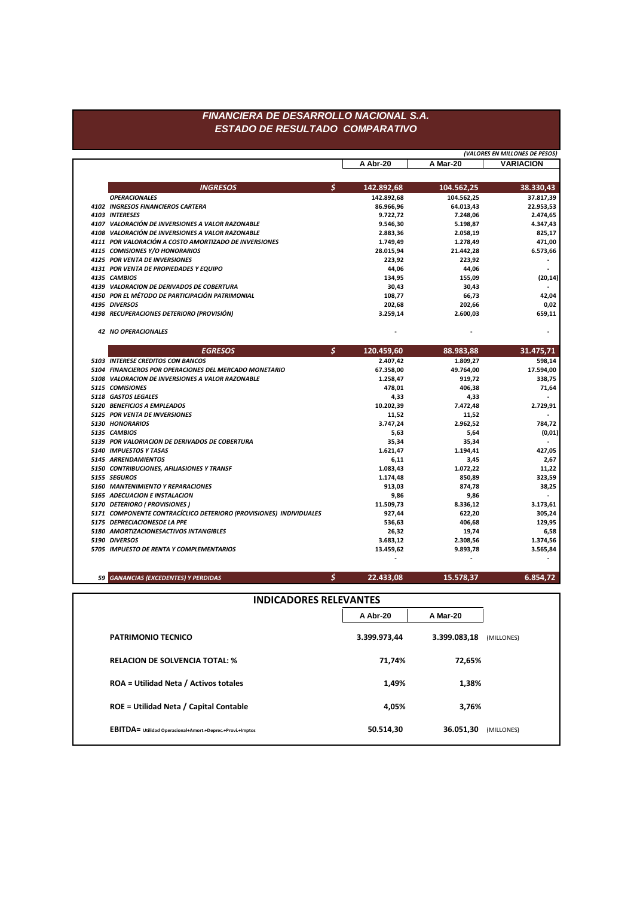# FINANCIERA DE DESARROLLO NACIONAL S.A.
## ESTADO DE RESULTADO COMPARATIVO

*(VALORES EN MILLONES DE PESOS)*

| | | | A Abr-20 | A Mar-20 | VARIACION |
|---|---|---|---|---|---|
| | ***INGRESOS*** | $ | **142.892,68** | **104.562,25** | **38.330,43** |
| | ***OPERACIONALES*** | | 142.892,68 | 104.562,25 | 37.817,39 |
| 4102 | ***INGRESOS FINANCIEROS CARTERA*** | | 86.966,96 | 64.013,43 | 22.953,53 |
| 4103 | ***INTERESES*** | | 9.722,72 | 7.248,06 | 2.474,65 |
| 4107 | ***VALORACIÓN DE INVERSIONES A VALOR RAZONABLE*** | | 9.546,30 | 5.198,87 | 4.347,43 |
| 4108 | ***VALORACIÓN DE INVERSIONES A VALOR RAZONABLE*** | | 2.883,36 | 2.058,19 | 825,17 |
| 4111 | ***POR VALORACIÓN A COSTO AMORTIZADO DE INVERSIONES*** | | 1.749,49 | 1.278,49 | 471,00 |
| 4115 | ***COMISIONES Y/O HONORARIOS*** | | 28.015,94 | 21.442,28 | 6.573,66 |
| 4125 | ***POR VENTA DE INVERSIONES*** | | 223,92 | 223,92 | - |
| 4131 | ***POR VENTA DE PROPIEDADES Y EQUIPO*** | | 44,06 | 44,06 | - |
| 4135 | ***CAMBIOS*** | | 134,95 | 155,09 | (20,14) |
| 4139 | ***VALORACION DE DERIVADOS DE COBERTURA*** | | 30,43 | 30,43 | - |
| 4150 | ***POR EL MÉTODO DE PARTICIPACIÓN PATRIMONIAL*** | | 108,77 | 66,73 | 42,04 |
| 4195 | ***DIVERSOS*** | | 202,68 | 202,66 | 0,02 |
| 4198 | ***RECUPERACIONES DETERIORO (PROVISIÓN)*** | | 3.259,14 | 2.600,03 | 659,11 |
| 42 | ***NO OPERACIONALES*** | | - | - | - |
| | ***EGRESOS*** | $ | **120.459,60** | **88.983,88** | **31.475,71** |
| 5103 | ***INTERESE CREDITOS CON BANCOS*** | | 2.407,42 | 1.809,27 | 598,14 |
| 5104 | ***FINANCIEROS POR OPERACIONES DEL MERCADO MONETARIO*** | | 67.358,00 | 49.764,00 | 17.594,00 |
| 5108 | ***VALORACION DE INVERSIONES A VALOR RAZONABLE*** | | 1.258,47 | 919,72 | 338,75 |
| 5115 | ***COMISIONES*** | | 478,01 | 406,38 | 71,64 |
| 5118 | ***GASTOS LEGALES*** | | 4,33 | 4,33 | - |
| 5120 | ***BENEFICIOS A EMPLEADOS*** | | 10.202,39 | 7.472,48 | 2.729,91 |
| 5125 | ***POR VENTA DE INVERSIONES*** | | 11,52 | 11,52 | - |
| 5130 | ***HONORARIOS*** | | 3.747,24 | 2.962,52 | 784,72 |
| 5135 | ***CAMBIOS*** | | 5,63 | 5,64 | (0,01) |
| 5139 | ***POR VALORIACION DE DERIVADOS DE COBERTURA*** | | 35,34 | 35,34 | - |
| 5140 | ***IMPUESTOS Y TASAS*** | | 1.621,47 | 1.194,41 | 427,05 |
| 5145 | ***ARRENDAMIENTOS*** | | 6,11 | 3,45 | 2,67 |
| 5150 | ***CONTRIBUCIONES, AFILIASIONES Y TRANSF*** | | 1.083,43 | 1.072,22 | 11,22 |
| 5155 | ***SEGUROS*** | | 1.174,48 | 850,89 | 323,59 |
| 5160 | ***MANTENIMIENTO Y REPARACIONES*** | | 913,03 | 874,78 | 38,25 |
| 5165 | ***ADECUACION E INSTALACION*** | | 9,86 | 9,86 | - |
| 5170 | ***DETERIORO ( PROVISIONES )*** | | 11.509,73 | 8.336,12 | 3.173,61 |
| 5171 | ***COMPONENTE CONTRACÍCLICO DETERIORO (PROVISIONES) INDIVIDUALES*** | | 927,44 | 622,20 | 305,24 |
| 5175 | ***DEPRECIACIONESDE LA PPE*** | | 536,63 | 406,68 | 129,95 |
| 5180 | ***AMORTIZACIONESACTIVOS INTANGIBLES*** | | 26,32 | 19,74 | 6,58 |
| 5190 | ***DIVERSOS*** | | 3.683,12 | 2.308,56 | 1.374,56 |
| 5705 | ***IMPUESTO DE RENTA Y COMPLEMENTARIOS*** | | 13.459,62 | 9.893,78 | 3.565,84 |
| | | | - | - | - |
| 59 | ***GANANCIAS (EXCEDENTES) Y PERDIDAS*** | $ | **22.433,08** | **15.578,37** | **6.854,72** |

## INDICADORES RELEVANTES

| | A Abr-20 | A Mar-20 | |
|---|---|---|---|
| **PATRIMONIO TECNICO** | **3.399.973,44** | **3.399.083,18** | (MILLONES) |
| **RELACION DE SOLVENCIA TOTAL: %** | **71,74%** | **72,65%** | |
| **ROA = Utilidad Neta / Activos totales** | **1,49%** | **1,38%** | |
| **ROE = Utilidad Neta / Capital Contable** | **4,05%** | **3,76%** | |
| **EBITDA=** Utilidad Operacional+Amort.+Deprec.+Provi.+Imptos | **50.514,30** | **36.051,30** | (MILLONES) |